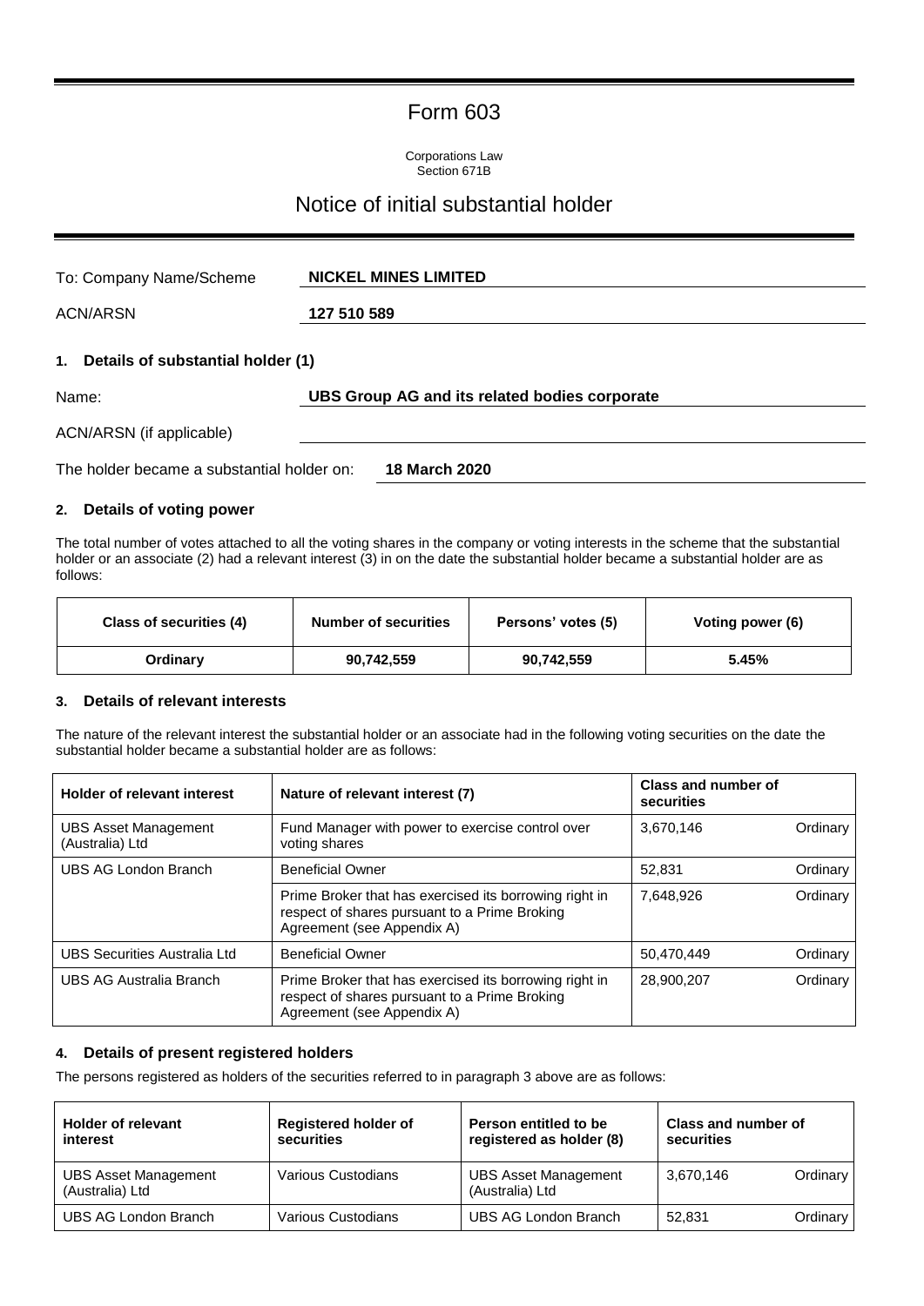# Form 603

Corporations Law
Section 671B

## Notice of initial substantial holder

| | |
|---|---|
| To: Company Name/Scheme | **NICKEL MINES LIMITED** |
| ACN/ARSN | **127 510 589** |

### 1. Details of substantial holder (1)

| | |
|---|---|
| Name: | **UBS Group AG and its related bodies corporate** |
| ACN/ARSN (if applicable) | |
| The holder became a substantial holder on: | **18 March 2020** |

### 2. Details of voting power

The total number of votes attached to all the voting shares in the company or voting interests in the scheme that the substantial holder or an associate (2) had a relevant interest (3) in on the date the substantial holder became a substantial holder are as follows:

| Class of securities (4) | Number of securities | Persons' votes (5) | Voting power (6) |
|---|---|---|---|
| Ordinary | 90,742,559 | 90,742,559 | 5.45% |

### 3. Details of relevant interests

The nature of the relevant interest the substantial holder or an associate had in the following voting securities on the date the substantial holder became a substantial holder are as follows:

| Holder of relevant interest | Nature of relevant interest (7) | Class and number of securities | |
|---|---|---|---|
| UBS Asset Management (Australia) Ltd | Fund Manager with power to exercise control over voting shares | 3,670,146 | Ordinary |
| UBS AG London Branch | Beneficial Owner | 52,831 | Ordinary |
| | Prime Broker that has exercised its borrowing right in respect of shares pursuant to a Prime Broking Agreement (see Appendix A) | 7,648,926 | Ordinary |
| UBS Securities Australia Ltd | Beneficial Owner | 50,470,449 | Ordinary |
| UBS AG Australia Branch | Prime Broker that has exercised its borrowing right in respect of shares pursuant to a Prime Broking Agreement (see Appendix A) | 28,900,207 | Ordinary |

### 4. Details of present registered holders

The persons registered as holders of the securities referred to in paragraph 3 above are as follows:

| Holder of relevant interest | Registered holder of securities | Person entitled to be registered as holder (8) | Class and number of securities | |
|---|---|---|---|---|
| UBS Asset Management (Australia) Ltd | Various Custodians | UBS Asset Management (Australia) Ltd | 3,670,146 | Ordinary |
| UBS AG London Branch | Various Custodians | UBS AG London Branch | 52,831 | Ordinary |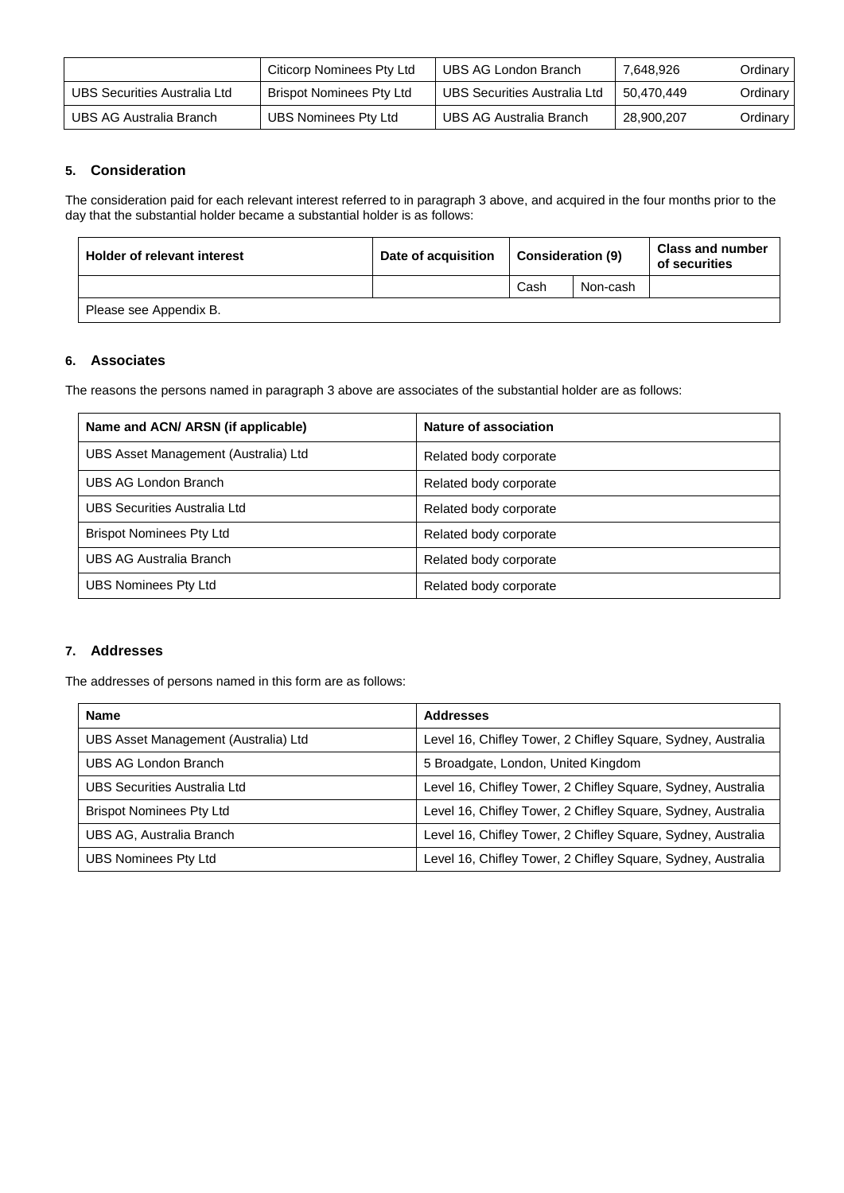| | | | | |
|---|---|---|---|---|
| | Citicorp Nominees Pty Ltd | UBS AG London Branch | 7,648,926 | Ordinary |
| UBS Securities Australia Ltd | Brispot Nominees Pty Ltd | UBS Securities Australia Ltd | 50,470,449 | Ordinary |
| UBS AG Australia Branch | UBS Nominees Pty Ltd | UBS AG Australia Branch | 28,900,207 | Ordinary |

### 5. Consideration

The consideration paid for each relevant interest referred to in paragraph 3 above, and acquired in the four months prior to the day that the substantial holder became a substantial holder is as follows:

| Holder of relevant interest | Date of acquisition | Consideration (9) | | Class and number of securities |
|---|---|---|---|---|
| | | Cash | Non-cash | |
| Please see Appendix B. | | | | |

### 6. Associates

The reasons the persons named in paragraph 3 above are associates of the substantial holder are as follows:

| Name and ACN/ ARSN (if applicable) | Nature of association |
|---|---|
| UBS Asset Management (Australia) Ltd | Related body corporate |
| UBS AG London Branch | Related body corporate |
| UBS Securities Australia Ltd | Related body corporate |
| Brispot Nominees Pty Ltd | Related body corporate |
| UBS AG Australia Branch | Related body corporate |
| UBS Nominees Pty Ltd | Related body corporate |

### 7. Addresses

The addresses of persons named in this form are as follows:

| Name | Addresses |
|---|---|
| UBS Asset Management (Australia) Ltd | Level 16, Chifley Tower, 2 Chifley Square, Sydney, Australia |
| UBS AG London Branch | 5 Broadgate, London, United Kingdom |
| UBS Securities Australia Ltd | Level 16, Chifley Tower, 2 Chifley Square, Sydney, Australia |
| Brispot Nominees Pty Ltd | Level 16, Chifley Tower, 2 Chifley Square, Sydney, Australia |
| UBS AG, Australia Branch | Level 16, Chifley Tower, 2 Chifley Square, Sydney, Australia |
| UBS Nominees Pty Ltd | Level 16, Chifley Tower, 2 Chifley Square, Sydney, Australia |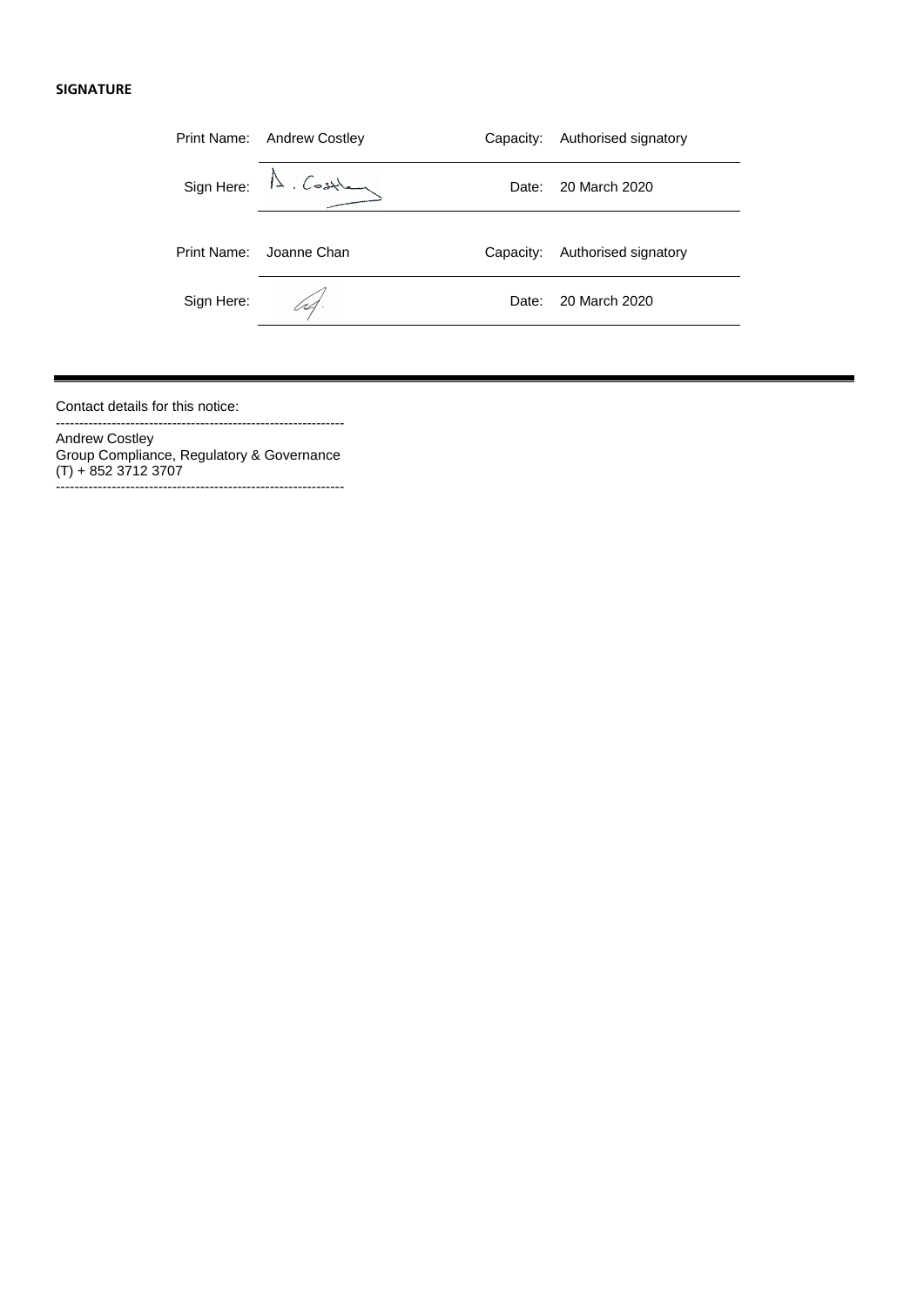**SIGNATURE**

| Print Name: | Andrew Costley | Capacity: | Authorised signatory |
|---|---|---|---|
| Sign Here: | A. Costley | Date: | 20 March 2020 |
| Print Name: | Joanne Chan | Capacity: | Authorised signatory |
| Sign Here: | | Date: | 20 March 2020 |

---

Contact details for this notice:

-------------------------------------------------------------

Andrew Costley
Group Compliance, Regulatory & Governance
(T) + 852 3712 3707

-------------------------------------------------------------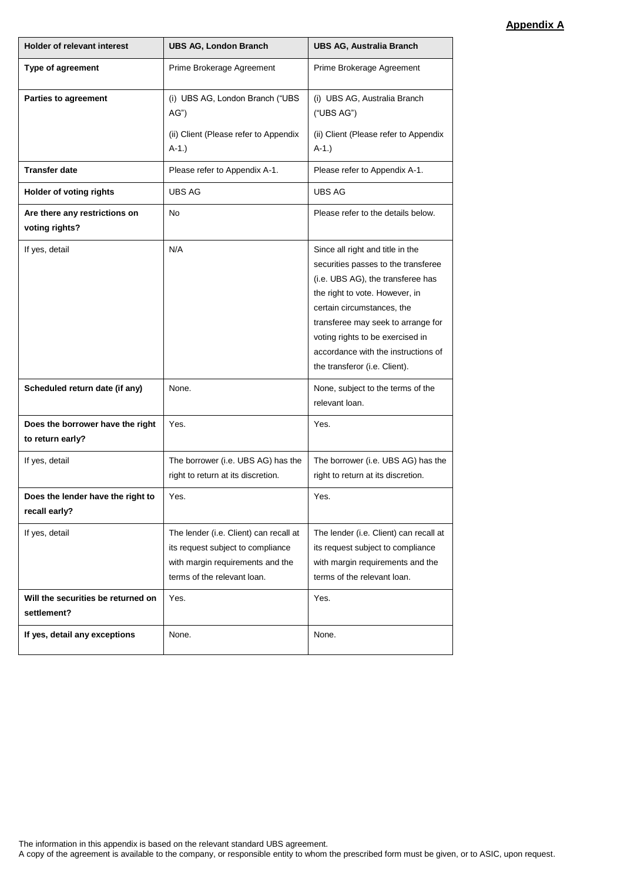**Appendix A**

| Holder of relevant interest | UBS AG, London Branch | UBS AG, Australia Branch |
|---|---|---|
| **Type of agreement** | Prime Brokerage Agreement | Prime Brokerage Agreement |
| **Parties to agreement** | (i) UBS AG, London Branch ("UBS AG")<br><br>(ii) Client (Please refer to Appendix A-1.) | (i) UBS AG, Australia Branch ("UBS AG")<br><br>(ii) Client (Please refer to Appendix A-1.) |
| **Transfer date** | Please refer to Appendix A-1. | Please refer to Appendix A-1. |
| **Holder of voting rights** | UBS AG | UBS AG |
| **Are there any restrictions on voting rights?** | No | Please refer to the details below. |
| If yes, detail | N/A | Since all right and title in the securities passes to the transferee (i.e. UBS AG), the transferee has the right to vote. However, in certain circumstances, the transferee may seek to arrange for voting rights to be exercised in accordance with the instructions of the transferor (i.e. Client). |
| **Scheduled return date (if any)** | None. | None, subject to the terms of the relevant loan. |
| **Does the borrower have the right to return early?** | Yes. | Yes. |
| If yes, detail | The borrower (i.e. UBS AG) has the right to return at its discretion. | The borrower (i.e. UBS AG) has the right to return at its discretion. |
| **Does the lender have the right to recall early?** | Yes. | Yes. |
| If yes, detail | The lender (i.e. Client) can recall at its request subject to compliance with margin requirements and the terms of the relevant loan. | The lender (i.e. Client) can recall at its request subject to compliance with margin requirements and the terms of the relevant loan. |
| **Will the securities be returned on settlement?** | Yes. | Yes. |
| **If yes, detail any exceptions** | None. | None. |

The information in this appendix is based on the relevant standard UBS agreement.
A copy of the agreement is available to the company, or responsible entity to whom the prescribed form must be given, or to ASIC, upon request.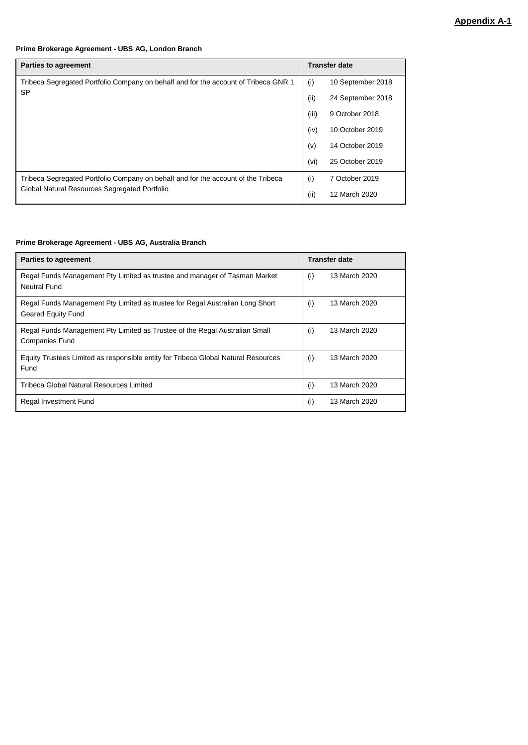**Appendix A-1**

**Prime Brokerage Agreement - UBS AG, London Branch**

| Parties to agreement | Transfer date |
|---|---|
| Tribeca Segregated Portfolio Company on behalf and for the account of Tribeca GNR 1 SP | (i) 10 September 2018<br>(ii) 24 September 2018<br>(iii) 9 October 2018<br>(iv) 10 October 2019<br>(v) 14 October 2019<br>(vi) 25 October 2019 |
| Tribeca Segregated Portfolio Company on behalf and for the account of the Tribeca Global Natural Resources Segregated Portfolio | (i) 7 October 2019<br>(ii) 12 March 2020 |

**Prime Brokerage Agreement - UBS AG, Australia Branch**

| Parties to agreement | Transfer date |
|---|---|
| Regal Funds Management Pty Limited as trustee and manager of Tasman Market Neutral Fund | (i) 13 March 2020 |
| Regal Funds Management Pty Limited as trustee for Regal Australian Long Short Geared Equity Fund | (i) 13 March 2020 |
| Regal Funds Management Pty Limited as Trustee of the Regal Australian Small Companies Fund | (i) 13 March 2020 |
| Equity Trustees Limited as responsible entity for Tribeca Global Natural Resources Fund | (i) 13 March 2020 |
| Tribeca Global Natural Resources Limited | (i) 13 March 2020 |
| Regal Investment Fund | (i) 13 March 2020 |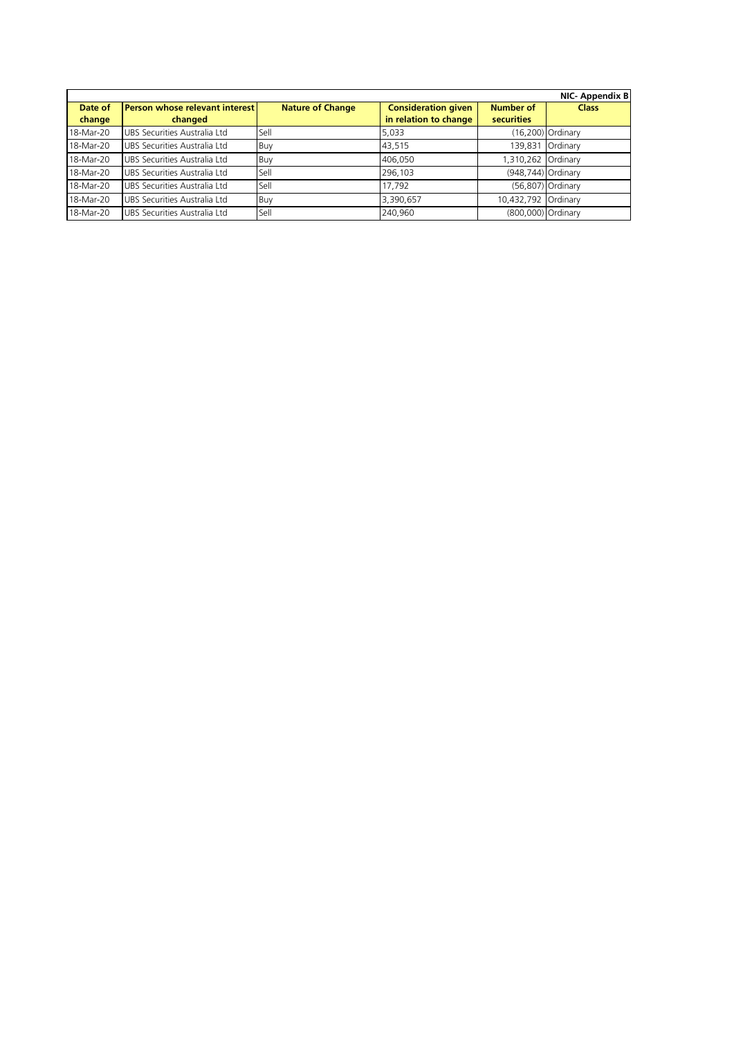**NIC- Appendix B**

| Date of change | Person whose relevant interest changed | Nature of Change | Consideration given in relation to change | Number of securities | Class |
|---|---|---|---|---|---|
| 18-Mar-20 | UBS Securities Australia Ltd | Sell | 5,033 | (16,200) | Ordinary |
| 18-Mar-20 | UBS Securities Australia Ltd | Buy | 43,515 | 139,831 | Ordinary |
| 18-Mar-20 | UBS Securities Australia Ltd | Buy | 406,050 | 1,310,262 | Ordinary |
| 18-Mar-20 | UBS Securities Australia Ltd | Sell | 296,103 | (948,744) | Ordinary |
| 18-Mar-20 | UBS Securities Australia Ltd | Sell | 17,792 | (56,807) | Ordinary |
| 18-Mar-20 | UBS Securities Australia Ltd | Buy | 3,390,657 | 10,432,792 | Ordinary |
| 18-Mar-20 | UBS Securities Australia Ltd | Sell | 240,960 | (800,000) | Ordinary |